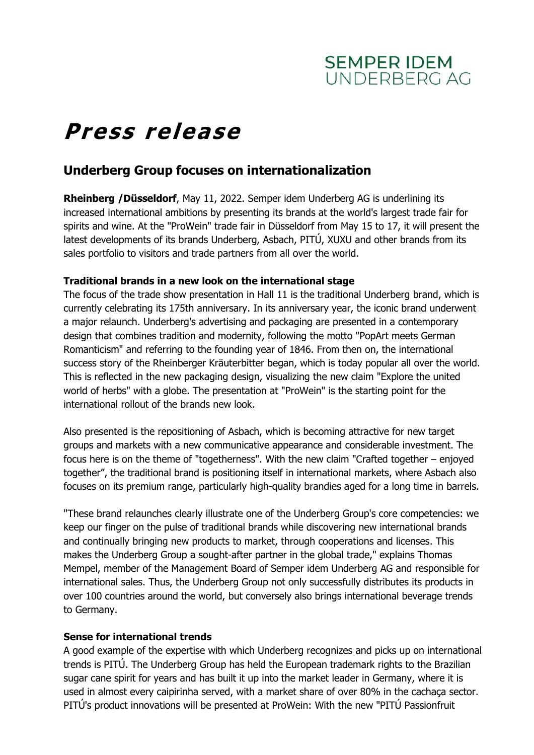SEMPER IDEM
UNDERBERG AG

# *Press release*

## Underberg Group focuses on internationalization

**Rheinberg /Düsseldorf**, May 11, 2022. Semper idem Underberg AG is underlining its increased international ambitions by presenting its brands at the world's largest trade fair for spirits and wine. At the "ProWein" trade fair in Düsseldorf from May 15 to 17, it will present the latest developments of its brands Underberg, Asbach, PITÚ, XUXU and other brands from its sales portfolio to visitors and trade partners from all over the world.

**Traditional brands in a new look on the international stage**

The focus of the trade show presentation in Hall 11 is the traditional Underberg brand, which is currently celebrating its 175th anniversary. In its anniversary year, the iconic brand underwent a major relaunch. Underberg's advertising and packaging are presented in a contemporary design that combines tradition and modernity, following the motto "PopArt meets German Romanticism" and referring to the founding year of 1846. From then on, the international success story of the Rheinberger Kräuterbitter began, which is today popular all over the world. This is reflected in the new packaging design, visualizing the new claim "Explore the united world of herbs" with a globe. The presentation at "ProWein" is the starting point for the international rollout of the brands new look.

Also presented is the repositioning of Asbach, which is becoming attractive for new target groups and markets with a new communicative appearance and considerable investment. The focus here is on the theme of "togetherness". With the new claim "Crafted together – enjoyed together", the traditional brand is positioning itself in international markets, where Asbach also focuses on its premium range, particularly high-quality brandies aged for a long time in barrels.

"These brand relaunches clearly illustrate one of the Underberg Group's core competencies: we keep our finger on the pulse of traditional brands while discovering new international brands and continually bringing new products to market, through cooperations and licenses. This makes the Underberg Group a sought-after partner in the global trade," explains Thomas Mempel, member of the Management Board of Semper idem Underberg AG and responsible for international sales. Thus, the Underberg Group not only successfully distributes its products in over 100 countries around the world, but conversely also brings international beverage trends to Germany.

**Sense for international trends**

A good example of the expertise with which Underberg recognizes and picks up on international trends is PITÚ. The Underberg Group has held the European trademark rights to the Brazilian sugar cane spirit for years and has built it up into the market leader in Germany, where it is used in almost every caipirinha served, with a market share of over 80% in the cachaça sector. PITÚ's product innovations will be presented at ProWein: With the new "PITÚ Passionfruit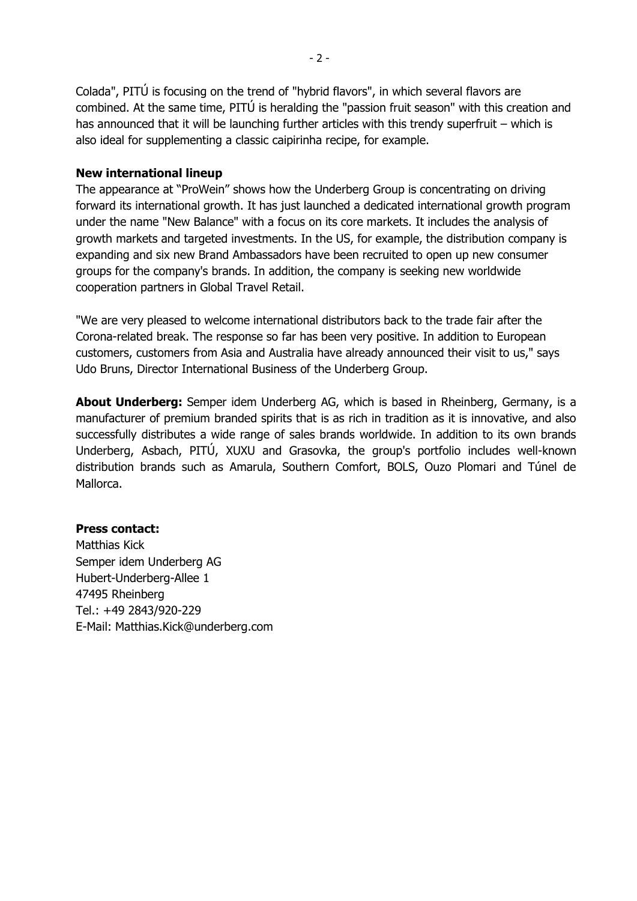Colada", PITÚ is focusing on the trend of "hybrid flavors", in which several flavors are combined. At the same time, PITÚ is heralding the "passion fruit season" with this creation and has announced that it will be launching further articles with this trendy superfruit – which is also ideal for supplementing a classic caipirinha recipe, for example.

**New international lineup**

The appearance at "ProWein" shows how the Underberg Group is concentrating on driving forward its international growth. It has just launched a dedicated international growth program under the name "New Balance" with a focus on its core markets. It includes the analysis of growth markets and targeted investments. In the US, for example, the distribution company is expanding and six new Brand Ambassadors have been recruited to open up new consumer groups for the company's brands. In addition, the company is seeking new worldwide cooperation partners in Global Travel Retail.

"We are very pleased to welcome international distributors back to the trade fair after the Corona-related break. The response so far has been very positive. In addition to European customers, customers from Asia and Australia have already announced their visit to us," says Udo Bruns, Director International Business of the Underberg Group.

**About Underberg:** Semper idem Underberg AG, which is based in Rheinberg, Germany, is a manufacturer of premium branded spirits that is as rich in tradition as it is innovative, and also successfully distributes a wide range of sales brands worldwide. In addition to its own brands Underberg, Asbach, PITÚ, XUXU and Grasovka, the group's portfolio includes well-known distribution brands such as Amarula, Southern Comfort, BOLS, Ouzo Plomari and Túnel de Mallorca.

**Press contact:**
Matthias Kick
Semper idem Underberg AG
Hubert-Underberg-Allee 1
47495 Rheinberg
Tel.: +49 2843/920-229
E-Mail: Matthias.Kick@underberg.com